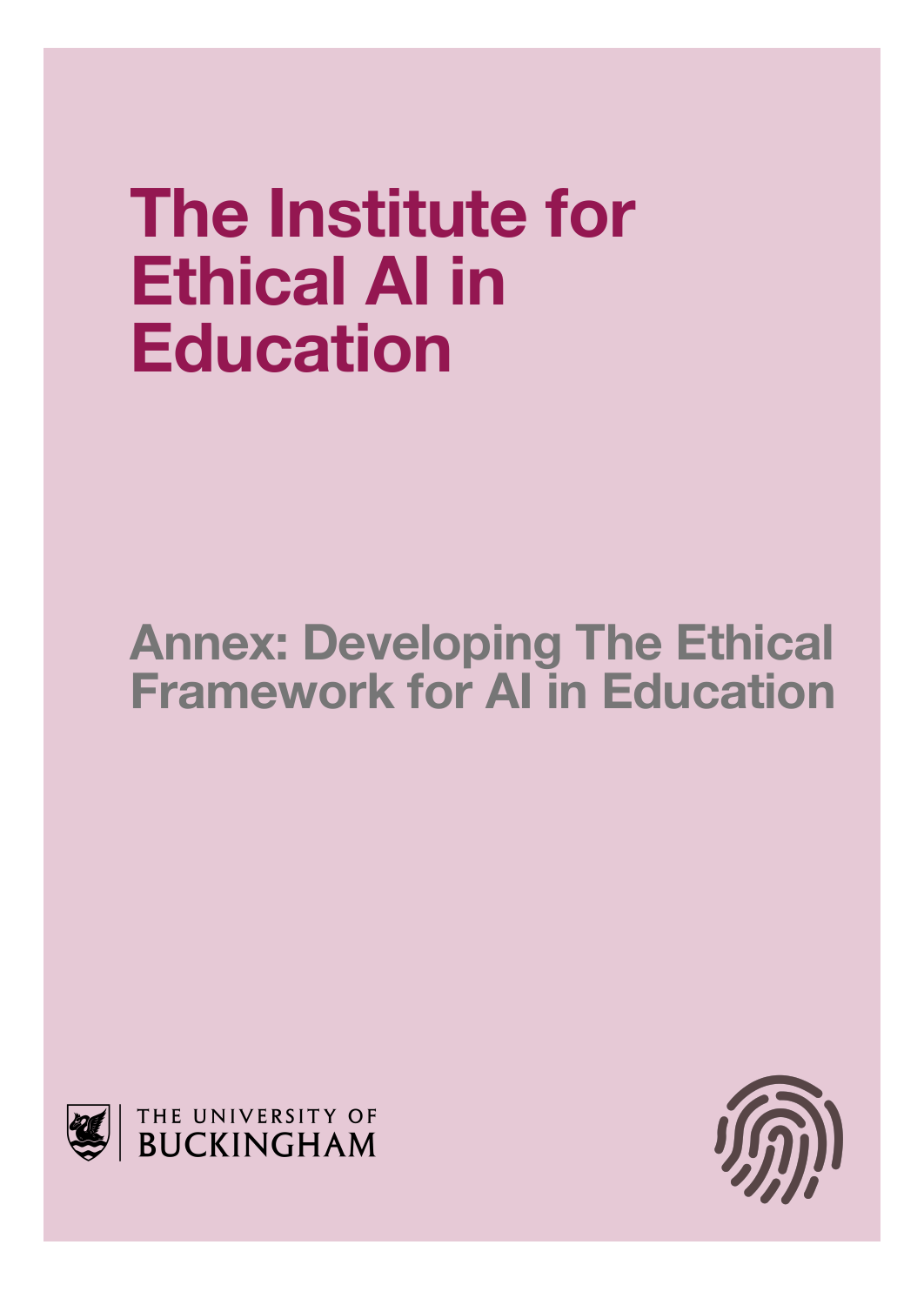# The Institute for Ethical AI in Education

## Annex: Developing The Ethical Framework for AI in Education

THE UNIVERSITY OF BUCKINGHAM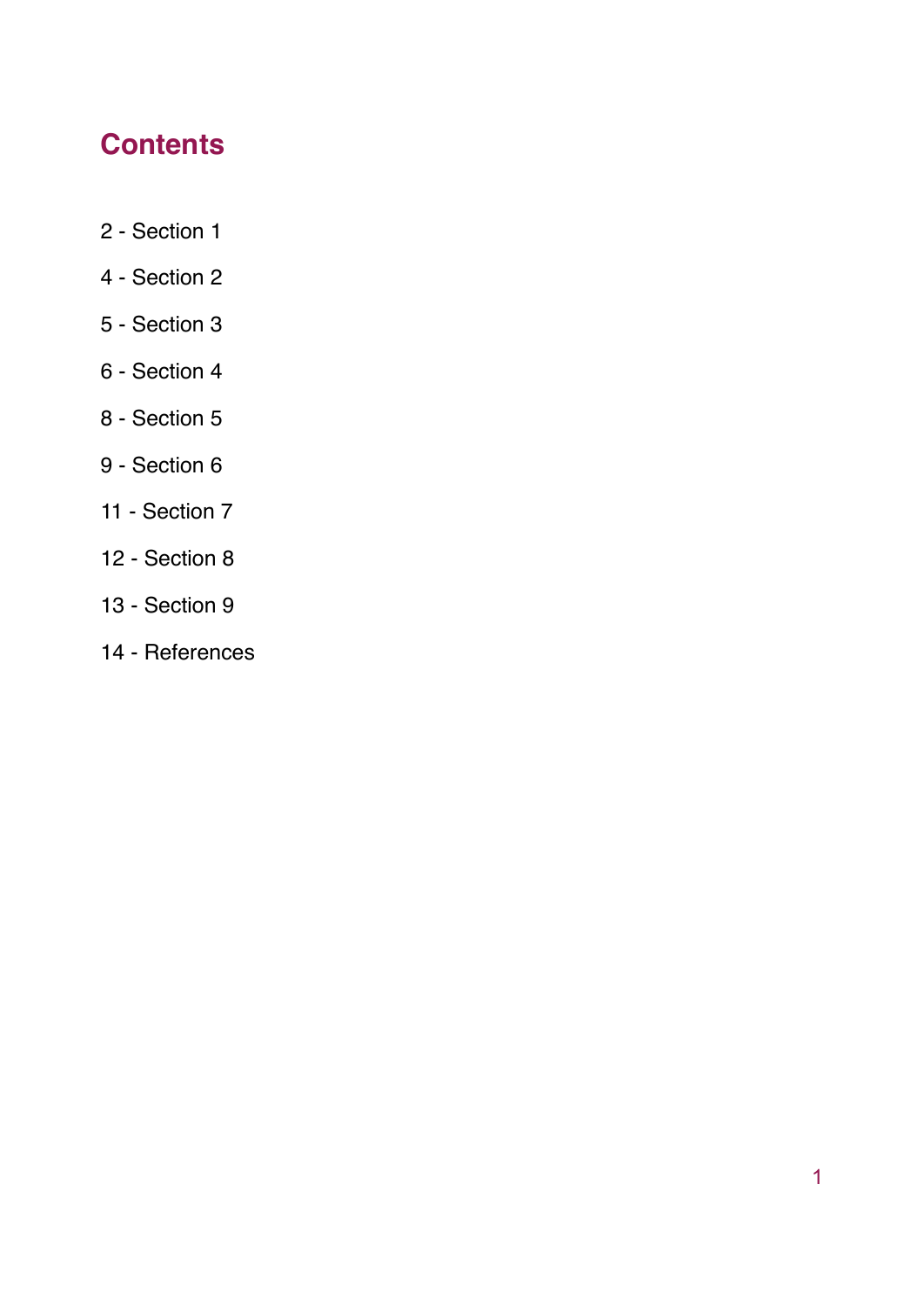# Contents

2 - Section 1

4 - Section 2

5 - Section 3

6 - Section 4

8 - Section 5

9 - Section 6

11 - Section 7

12 - Section 8

13 - Section 9

14 - References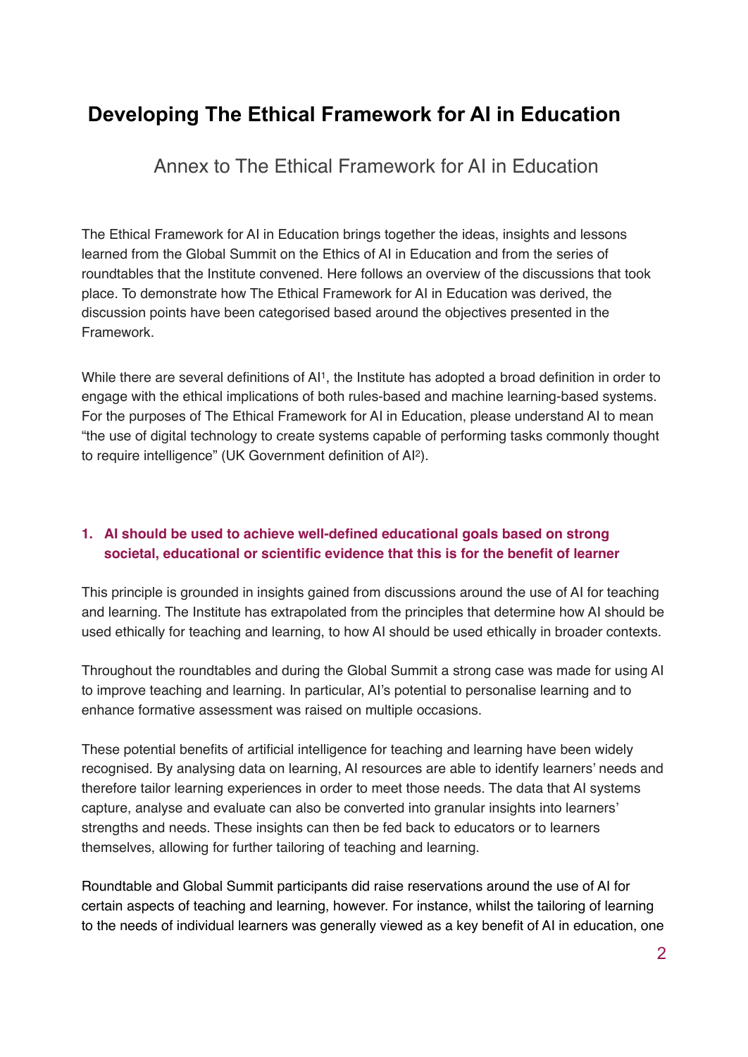# Developing The Ethical Framework for AI in Education

## Annex to The Ethical Framework for AI in Education

The Ethical Framework for AI in Education brings together the ideas, insights and lessons learned from the Global Summit on the Ethics of AI in Education and from the series of roundtables that the Institute convened. Here follows an overview of the discussions that took place. To demonstrate how The Ethical Framework for AI in Education was derived, the discussion points have been categorised based around the objectives presented in the Framework.

While there are several definitions of AI[1], the Institute has adopted a broad definition in order to engage with the ethical implications of both rules-based and machine learning-based systems. For the purposes of The Ethical Framework for AI in Education, please understand AI to mean "the use of digital technology to create systems capable of performing tasks commonly thought to require intelligence" (UK Government definition of AI[2]).

### 1. AI should be used to achieve well-defined educational goals based on strong societal, educational or scientific evidence that this is for the benefit of learner

This principle is grounded in insights gained from discussions around the use of AI for teaching and learning. The Institute has extrapolated from the principles that determine how AI should be used ethically for teaching and learning, to how AI should be used ethically in broader contexts.

Throughout the roundtables and during the Global Summit a strong case was made for using AI to improve teaching and learning. In particular, AI's potential to personalise learning and to enhance formative assessment was raised on multiple occasions.

These potential benefits of artificial intelligence for teaching and learning have been widely recognised. By analysing data on learning, AI resources are able to identify learners' needs and therefore tailor learning experiences in order to meet those needs. The data that AI systems capture, analyse and evaluate can also be converted into granular insights into learners' strengths and needs. These insights can then be fed back to educators or to learners themselves, allowing for further tailoring of teaching and learning.

Roundtable and Global Summit participants did raise reservations around the use of AI for certain aspects of teaching and learning, however. For instance, whilst the tailoring of learning to the needs of individual learners was generally viewed as a key benefit of AI in education, one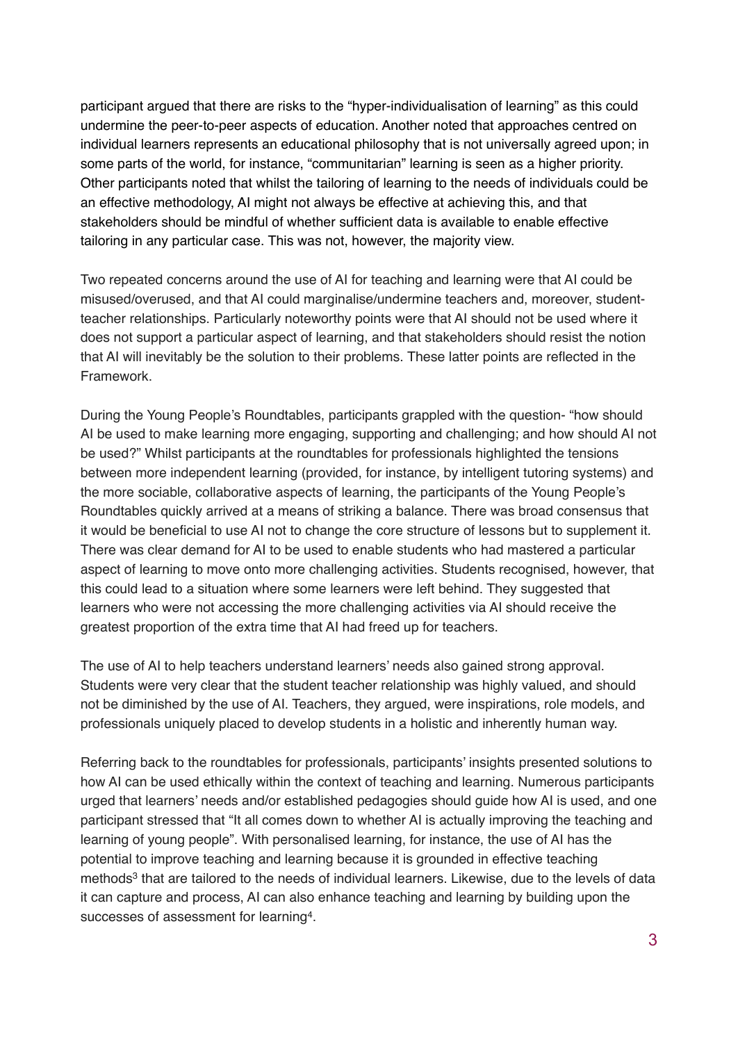participant argued that there are risks to the "hyper-individualisation of learning" as this could undermine the peer-to-peer aspects of education. Another noted that approaches centred on individual learners represents an educational philosophy that is not universally agreed upon; in some parts of the world, for instance, "communitarian" learning is seen as a higher priority. Other participants noted that whilst the tailoring of learning to the needs of individuals could be an effective methodology, AI might not always be effective at achieving this, and that stakeholders should be mindful of whether sufficient data is available to enable effective tailoring in any particular case. This was not, however, the majority view.

Two repeated concerns around the use of AI for teaching and learning were that AI could be misused/overused, and that AI could marginalise/undermine teachers and, moreover, student-teacher relationships. Particularly noteworthy points were that AI should not be used where it does not support a particular aspect of learning, and that stakeholders should resist the notion that AI will inevitably be the solution to their problems. These latter points are reflected in the Framework.

During the Young People's Roundtables, participants grappled with the question- "how should AI be used to make learning more engaging, supporting and challenging; and how should AI not be used?" Whilst participants at the roundtables for professionals highlighted the tensions between more independent learning (provided, for instance, by intelligent tutoring systems) and the more sociable, collaborative aspects of learning, the participants of the Young People's Roundtables quickly arrived at a means of striking a balance. There was broad consensus that it would be beneficial to use AI not to change the core structure of lessons but to supplement it. There was clear demand for AI to be used to enable students who had mastered a particular aspect of learning to move onto more challenging activities. Students recognised, however, that this could lead to a situation where some learners were left behind. They suggested that learners who were not accessing the more challenging activities via AI should receive the greatest proportion of the extra time that AI had freed up for teachers.

The use of AI to help teachers understand learners' needs also gained strong approval. Students were very clear that the student teacher relationship was highly valued, and should not be diminished by the use of AI. Teachers, they argued, were inspirations, role models, and professionals uniquely placed to develop students in a holistic and inherently human way.

Referring back to the roundtables for professionals, participants' insights presented solutions to how AI can be used ethically within the context of teaching and learning. Numerous participants urged that learners' needs and/or established pedagogies should guide how AI is used, and one participant stressed that "It all comes down to whether AI is actually improving the teaching and learning of young people". With personalised learning, for instance, the use of AI has the potential to improve teaching and learning because it is grounded in effective teaching methods[3] that are tailored to the needs of individual learners. Likewise, due to the levels of data it can capture and process, AI can also enhance teaching and learning by building upon the successes of assessment for learning[4].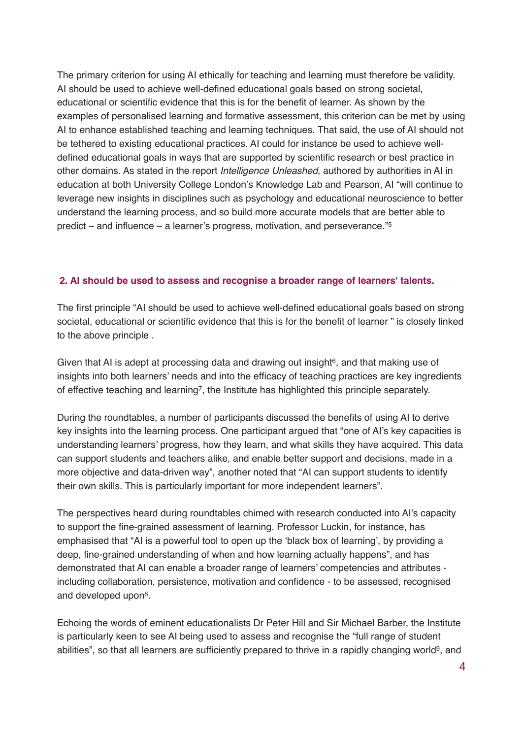The primary criterion for using AI ethically for teaching and learning must therefore be validity. AI should be used to achieve well-defined educational goals based on strong societal, educational or scientific evidence that this is for the benefit of learner. As shown by the examples of personalised learning and formative assessment, this criterion can be met by using AI to enhance established teaching and learning techniques. That said, the use of AI should not be tethered to existing educational practices. AI could for instance be used to achieve well-defined educational goals in ways that are supported by scientific research or best practice in other domains. As stated in the report *Intelligence Unleashed*, authored by authorities in AI in education at both University College London's Knowledge Lab and Pearson, AI "will continue to leverage new insights in disciplines such as psychology and educational neuroscience to better understand the learning process, and so build more accurate models that are better able to predict – and influence – a learner's progress, motivation, and perseverance."[5]

### 2. AI should be used to assess and recognise a broader range of learners' talents.

The first principle "AI should be used to achieve well-defined educational goals based on strong societal, educational or scientific evidence that this is for the benefit of learner " is closely linked to the above principle .

Given that AI is adept at processing data and drawing out insight[6], and that making use of insights into both learners' needs and into the efficacy of teaching practices are key ingredients of effective teaching and learning[7], the Institute has highlighted this principle separately.

During the roundtables, a number of participants discussed the benefits of using AI to derive key insights into the learning process. One participant argued that "one of AI's key capacities is understanding learners' progress, how they learn, and what skills they have acquired. This data can support students and teachers alike, and enable better support and decisions, made in a more objective and data-driven way", another noted that "AI can support students to identify their own skills. This is particularly important for more independent learners".

The perspectives heard during roundtables chimed with research conducted into AI's capacity to support the fine-grained assessment of learning. Professor Luckin, for instance, has emphasised that "AI is a powerful tool to open up the 'black box of learning', by providing a deep, fine-grained understanding of when and how learning actually happens", and has demonstrated that AI can enable a broader range of learners' competencies and attributes - including collaboration, persistence, motivation and confidence - to be assessed, recognised and developed upon[8].

Echoing the words of eminent educationalists Dr Peter Hill and Sir Michael Barber, the Institute is particularly keen to see AI being used to assess and recognise the "full range of student abilities", so that all learners are sufficiently prepared to thrive in a rapidly changing world[9], and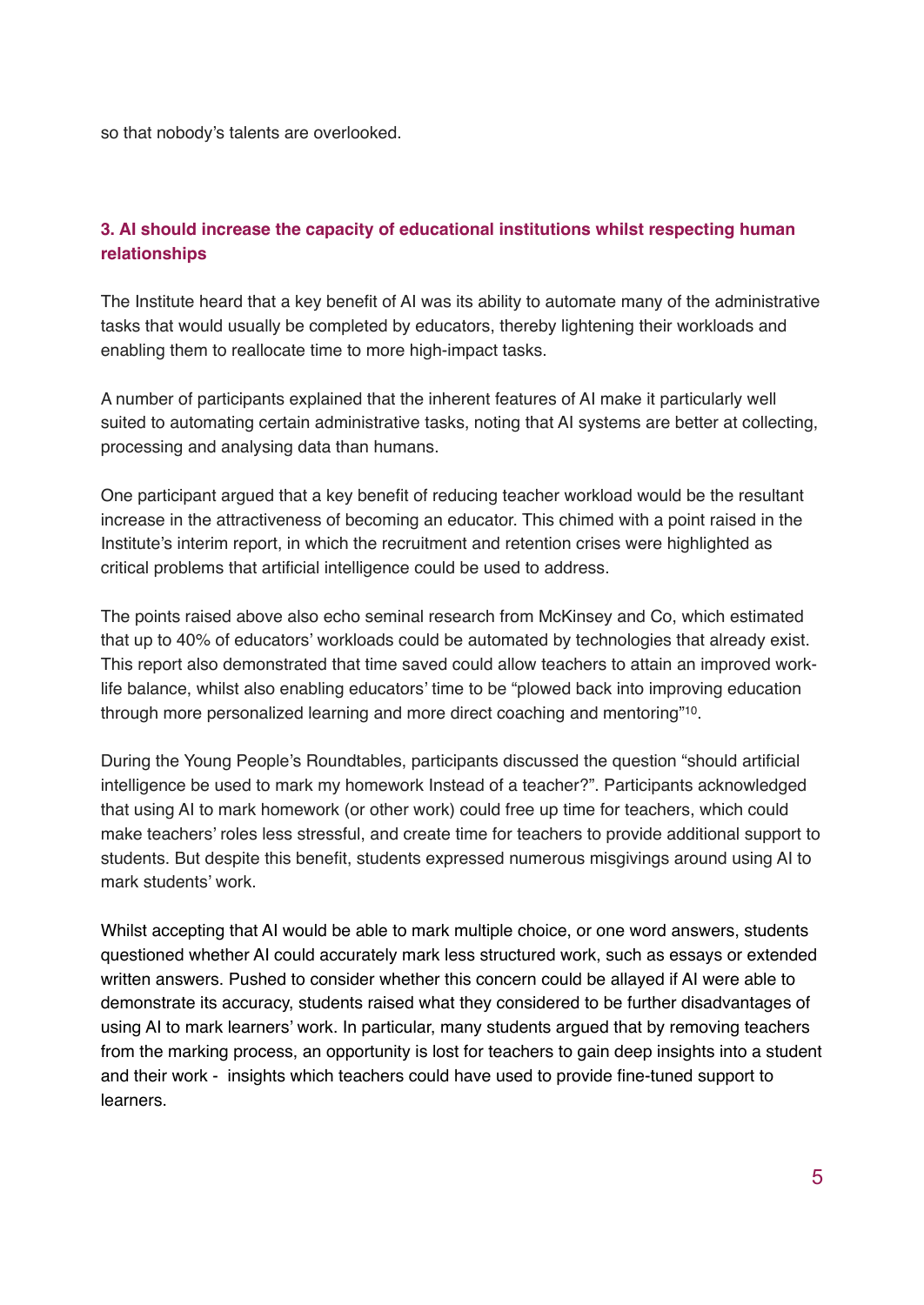so that nobody's talents are overlooked.

### 3. AI should increase the capacity of educational institutions whilst respecting human relationships

The Institute heard that a key benefit of AI was its ability to automate many of the administrative tasks that would usually be completed by educators, thereby lightening their workloads and enabling them to reallocate time to more high-impact tasks.

A number of participants explained that the inherent features of AI make it particularly well suited to automating certain administrative tasks, noting that AI systems are better at collecting, processing and analysing data than humans.

One participant argued that a key benefit of reducing teacher workload would be the resultant increase in the attractiveness of becoming an educator. This chimed with a point raised in the Institute's interim report, in which the recruitment and retention crises were highlighted as critical problems that artificial intelligence could be used to address.

The points raised above also echo seminal research from McKinsey and Co, which estimated that up to 40% of educators' workloads could be automated by technologies that already exist. This report also demonstrated that time saved could allow teachers to attain an improved work-life balance, whilst also enabling educators' time to be "plowed back into improving education through more personalized learning and more direct coaching and mentoring"[10].

During the Young People's Roundtables, participants discussed the question "should artificial intelligence be used to mark my homework Instead of a teacher?". Participants acknowledged that using AI to mark homework (or other work) could free up time for teachers, which could make teachers' roles less stressful, and create time for teachers to provide additional support to students. But despite this benefit, students expressed numerous misgivings around using AI to mark students' work.

Whilst accepting that AI would be able to mark multiple choice, or one word answers, students questioned whether AI could accurately mark less structured work, such as essays or extended written answers. Pushed to consider whether this concern could be allayed if AI were able to demonstrate its accuracy, students raised what they considered to be further disadvantages of using AI to mark learners' work. In particular, many students argued that by removing teachers from the marking process, an opportunity is lost for teachers to gain deep insights into a student and their work - insights which teachers could have used to provide fine-tuned support to learners.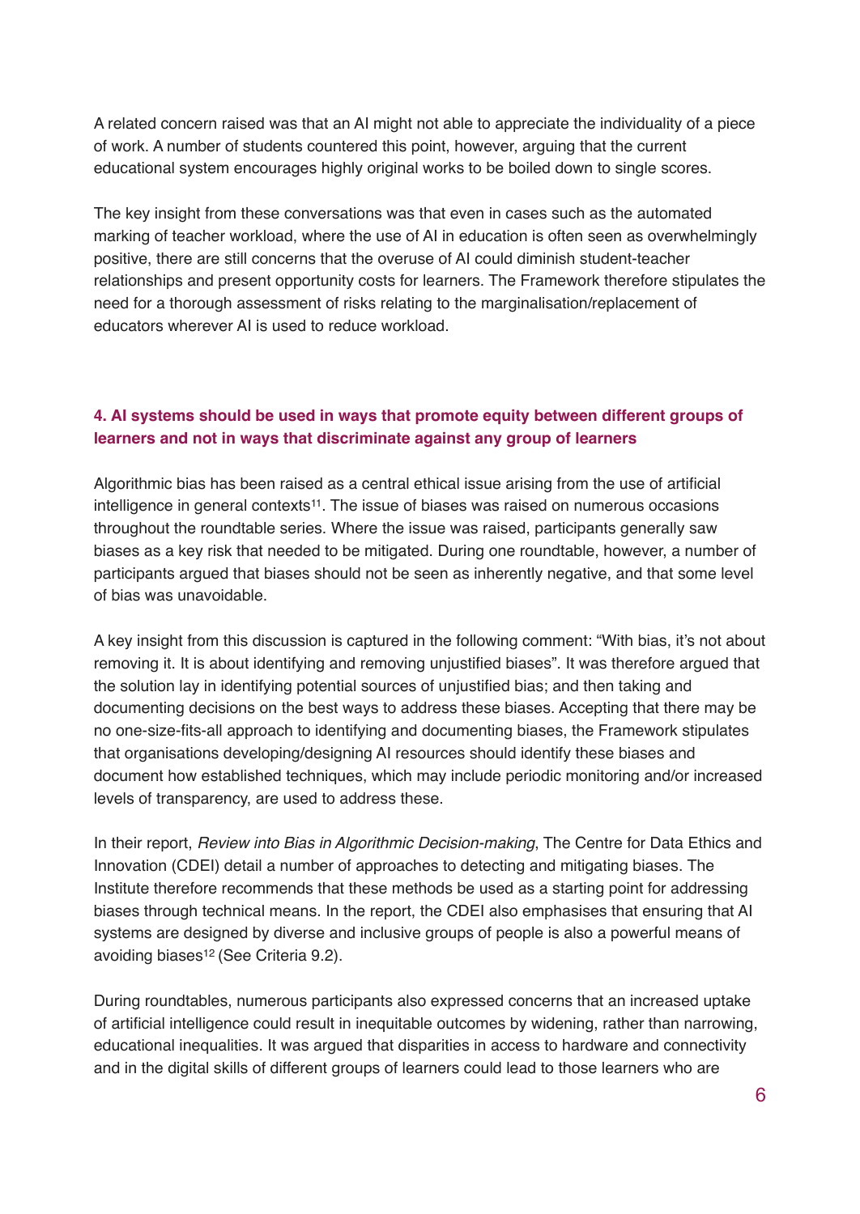A related concern raised was that an AI might not able to appreciate the individuality of a piece of work. A number of students countered this point, however, arguing that the current educational system encourages highly original works to be boiled down to single scores.

The key insight from these conversations was that even in cases such as the automated marking of teacher workload, where the use of AI in education is often seen as overwhelmingly positive, there are still concerns that the overuse of AI could diminish student-teacher relationships and present opportunity costs for learners. The Framework therefore stipulates the need for a thorough assessment of risks relating to the marginalisation/replacement of educators wherever AI is used to reduce workload.

### 4. AI systems should be used in ways that promote equity between different groups of learners and not in ways that discriminate against any group of learners

Algorithmic bias has been raised as a central ethical issue arising from the use of artificial intelligence in general contexts[11]. The issue of biases was raised on numerous occasions throughout the roundtable series. Where the issue was raised, participants generally saw biases as a key risk that needed to be mitigated. During one roundtable, however, a number of participants argued that biases should not be seen as inherently negative, and that some level of bias was unavoidable.

A key insight from this discussion is captured in the following comment: “With bias, it’s not about removing it. It is about identifying and removing unjustified biases”. It was therefore argued that the solution lay in identifying potential sources of unjustified bias; and then taking and documenting decisions on the best ways to address these biases. Accepting that there may be no one-size-fits-all approach to identifying and documenting biases, the Framework stipulates that organisations developing/designing AI resources should identify these biases and document how established techniques, which may include periodic monitoring and/or increased levels of transparency, are used to address these.

In their report, *Review into Bias in Algorithmic Decision-making*, The Centre for Data Ethics and Innovation (CDEI) detail a number of approaches to detecting and mitigating biases. The Institute therefore recommends that these methods be used as a starting point for addressing biases through technical means. In the report, the CDEI also emphasises that ensuring that AI systems are designed by diverse and inclusive groups of people is also a powerful means of avoiding biases[12] (See Criteria 9.2).

During roundtables, numerous participants also expressed concerns that an increased uptake of artificial intelligence could result in inequitable outcomes by widening, rather than narrowing, educational inequalities. It was argued that disparities in access to hardware and connectivity and in the digital skills of different groups of learners could lead to those learners who are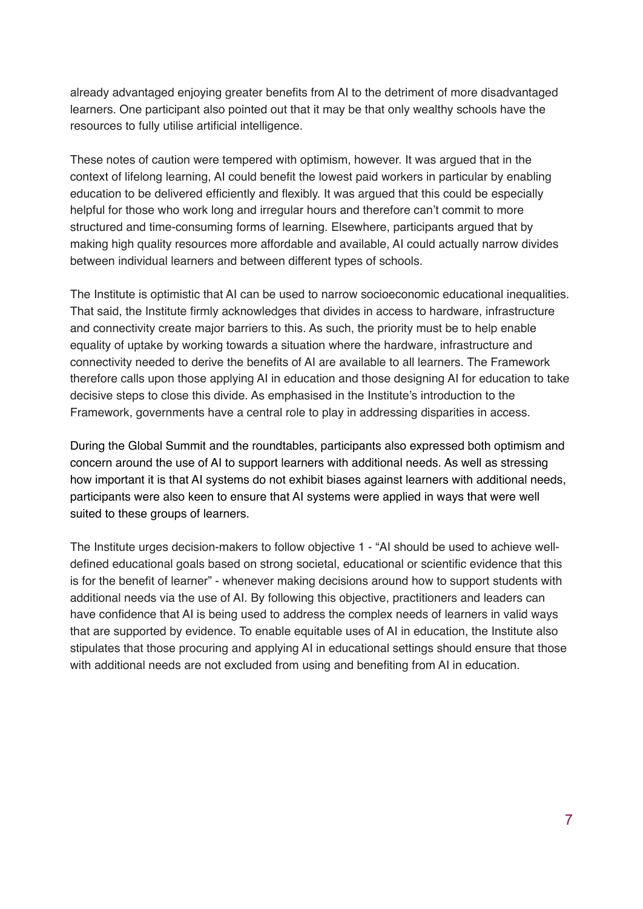already advantaged enjoying greater benefits from AI to the detriment of more disadvantaged learners. One participant also pointed out that it may be that only wealthy schools have the resources to fully utilise artificial intelligence.

These notes of caution were tempered with optimism, however. It was argued that in the context of lifelong learning, AI could benefit the lowest paid workers in particular by enabling education to be delivered efficiently and flexibly. It was argued that this could be especially helpful for those who work long and irregular hours and therefore can't commit to more structured and time-consuming forms of learning. Elsewhere, participants argued that by making high quality resources more affordable and available, AI could actually narrow divides between individual learners and between different types of schools.

The Institute is optimistic that AI can be used to narrow socioeconomic educational inequalities. That said, the Institute firmly acknowledges that divides in access to hardware, infrastructure and connectivity create major barriers to this. As such, the priority must be to help enable equality of uptake by working towards a situation where the hardware, infrastructure and connectivity needed to derive the benefits of AI are available to all learners. The Framework therefore calls upon those applying AI in education and those designing AI for education to take decisive steps to close this divide. As emphasised in the Institute's introduction to the Framework, governments have a central role to play in addressing disparities in access.

During the Global Summit and the roundtables, participants also expressed both optimism and concern around the use of AI to support learners with additional needs. As well as stressing how important it is that AI systems do not exhibit biases against learners with additional needs, participants were also keen to ensure that AI systems were applied in ways that were well suited to these groups of learners.

The Institute urges decision-makers to follow objective 1 - "AI should be used to achieve well-defined educational goals based on strong societal, educational or scientific evidence that this is for the benefit of learner" - whenever making decisions around how to support students with additional needs via the use of AI. By following this objective, practitioners and leaders can have confidence that AI is being used to address the complex needs of learners in valid ways that are supported by evidence. To enable equitable uses of AI in education, the Institute also stipulates that those procuring and applying AI in educational settings should ensure that those with additional needs are not excluded from using and benefiting from AI in education.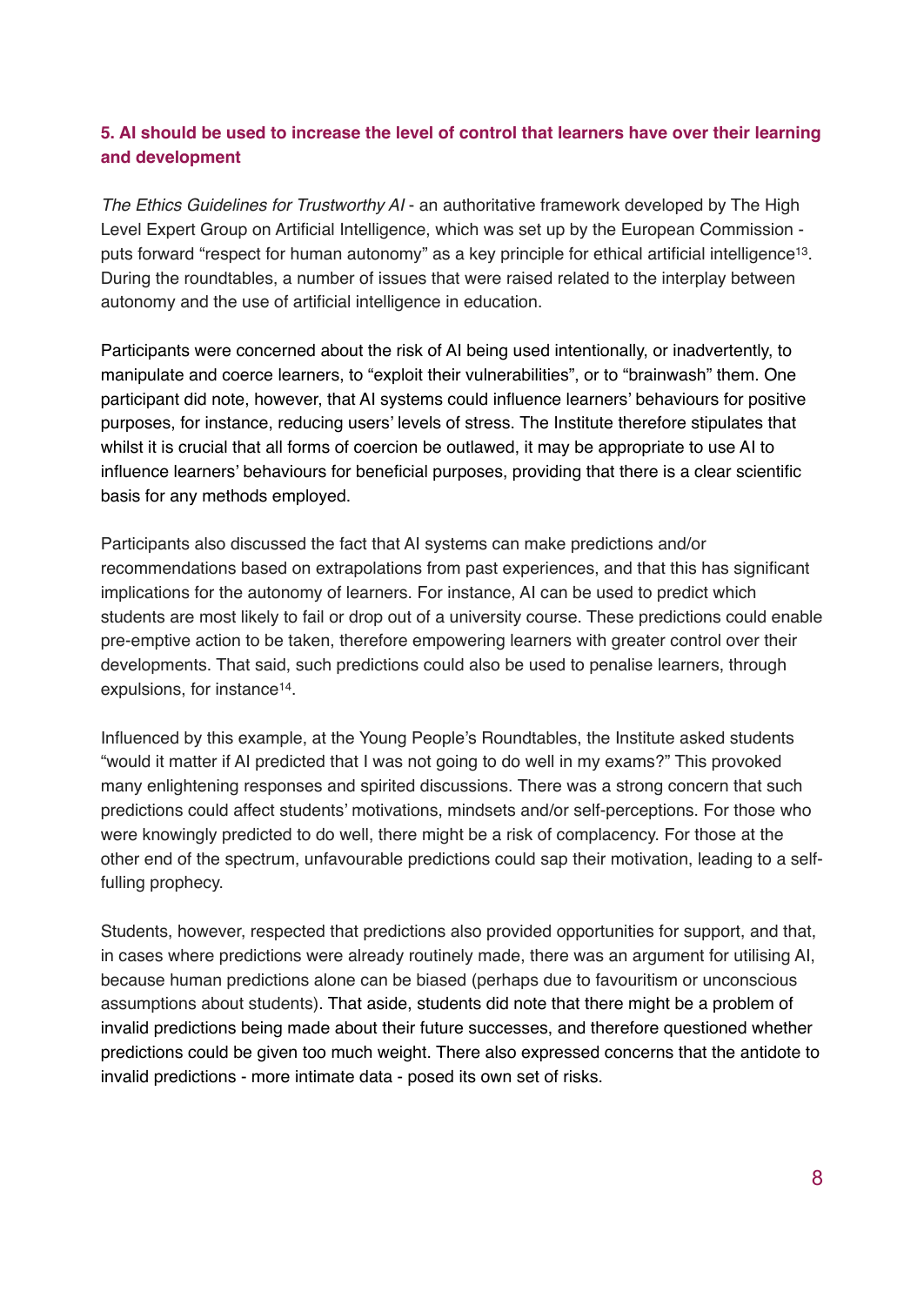### 5. AI should be used to increase the level of control that learners have over their learning and development

*The Ethics Guidelines for Trustworthy AI* - an authoritative framework developed by The High Level Expert Group on Artificial Intelligence, which was set up by the European Commission - puts forward "respect for human autonomy" as a key principle for ethical artificial intelligence[13]. During the roundtables, a number of issues that were raised related to the interplay between autonomy and the use of artificial intelligence in education.

Participants were concerned about the risk of AI being used intentionally, or inadvertently, to manipulate and coerce learners, to "exploit their vulnerabilities", or to "brainwash" them. One participant did note, however, that AI systems could influence learners' behaviours for positive purposes, for instance, reducing users' levels of stress. The Institute therefore stipulates that whilst it is crucial that all forms of coercion be outlawed, it may be appropriate to use AI to influence learners' behaviours for beneficial purposes, providing that there is a clear scientific basis for any methods employed.

Participants also discussed the fact that AI systems can make predictions and/or recommendations based on extrapolations from past experiences, and that this has significant implications for the autonomy of learners. For instance, AI can be used to predict which students are most likely to fail or drop out of a university course. These predictions could enable pre-emptive action to be taken, therefore empowering learners with greater control over their developments. That said, such predictions could also be used to penalise learners, through expulsions, for instance[14].

Influenced by this example, at the Young People's Roundtables, the Institute asked students "would it matter if AI predicted that I was not going to do well in my exams?" This provoked many enlightening responses and spirited discussions. There was a strong concern that such predictions could affect students' motivations, mindsets and/or self-perceptions. For those who were knowingly predicted to do well, there might be a risk of complacency. For those at the other end of the spectrum, unfavourable predictions could sap their motivation, leading to a self-fulling prophecy.

Students, however, respected that predictions also provided opportunities for support, and that, in cases where predictions were already routinely made, there was an argument for utilising AI, because human predictions alone can be biased (perhaps due to favouritism or unconscious assumptions about students). That aside, students did note that there might be a problem of invalid predictions being made about their future successes, and therefore questioned whether predictions could be given too much weight. There also expressed concerns that the antidote to invalid predictions - more intimate data - posed its own set of risks.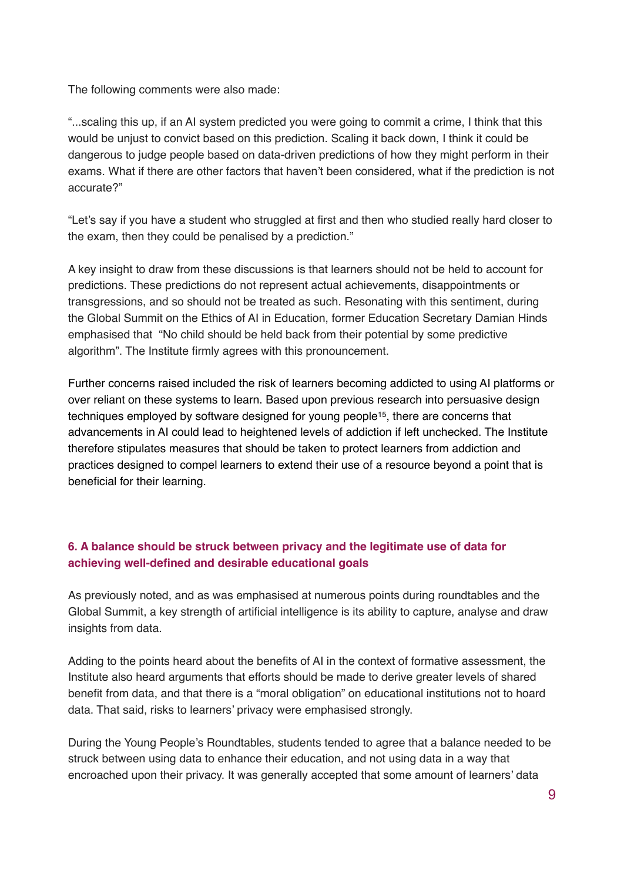The following comments were also made:

"...scaling this up, if an AI system predicted you were going to commit a crime, I think that this would be unjust to convict based on this prediction. Scaling it back down, I think it could be dangerous to judge people based on data-driven predictions of how they might perform in their exams. What if there are other factors that haven't been considered, what if the prediction is not accurate?"

"Let's say if you have a student who struggled at first and then who studied really hard closer to the exam, then they could be penalised by a prediction."

A key insight to draw from these discussions is that learners should not be held to account for predictions. These predictions do not represent actual achievements, disappointments or transgressions, and so should not be treated as such. Resonating with this sentiment, during the Global Summit on the Ethics of AI in Education, former Education Secretary Damian Hinds emphasised that "No child should be held back from their potential by some predictive algorithm". The Institute firmly agrees with this pronouncement.

Further concerns raised included the risk of learners becoming addicted to using AI platforms or over reliant on these systems to learn. Based upon previous research into persuasive design techniques employed by software designed for young people[15], there are concerns that advancements in AI could lead to heightened levels of addiction if left unchecked. The Institute therefore stipulates measures that should be taken to protect learners from addiction and practices designed to compel learners to extend their use of a resource beyond a point that is beneficial for their learning.

### 6. A balance should be struck between privacy and the legitimate use of data for achieving well-defined and desirable educational goals

As previously noted, and as was emphasised at numerous points during roundtables and the Global Summit, a key strength of artificial intelligence is its ability to capture, analyse and draw insights from data.

Adding to the points heard about the benefits of AI in the context of formative assessment, the Institute also heard arguments that efforts should be made to derive greater levels of shared benefit from data, and that there is a "moral obligation" on educational institutions not to hoard data. That said, risks to learners' privacy were emphasised strongly.

During the Young People's Roundtables, students tended to agree that a balance needed to be struck between using data to enhance their education, and not using data in a way that encroached upon their privacy. It was generally accepted that some amount of learners' data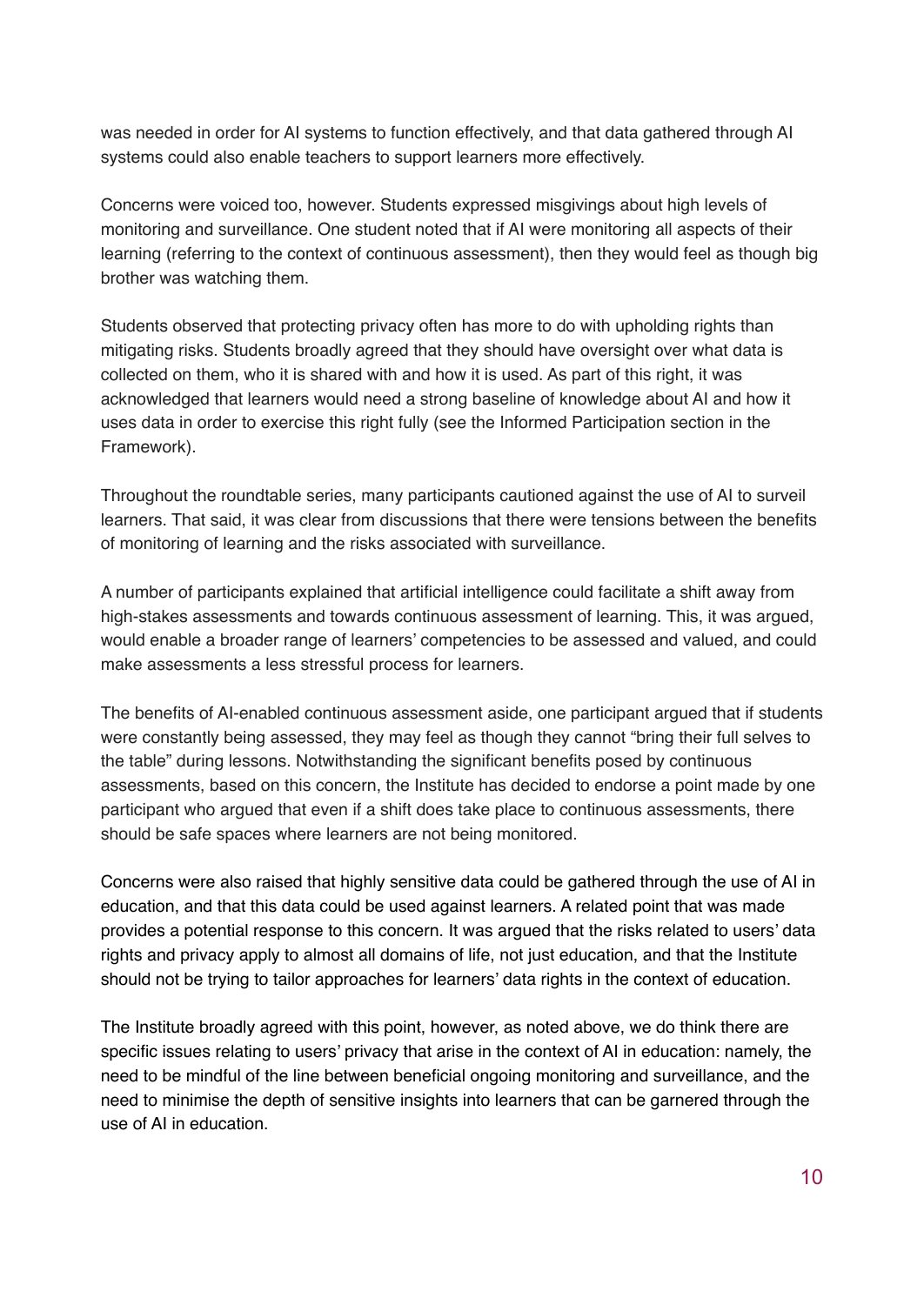was needed in order for AI systems to function effectively, and that data gathered through AI systems could also enable teachers to support learners more effectively.

Concerns were voiced too, however. Students expressed misgivings about high levels of monitoring and surveillance. One student noted that if AI were monitoring all aspects of their learning (referring to the context of continuous assessment), then they would feel as though big brother was watching them.

Students observed that protecting privacy often has more to do with upholding rights than mitigating risks. Students broadly agreed that they should have oversight over what data is collected on them, who it is shared with and how it is used. As part of this right, it was acknowledged that learners would need a strong baseline of knowledge about AI and how it uses data in order to exercise this right fully (see the Informed Participation section in the Framework).

Throughout the roundtable series, many participants cautioned against the use of AI to surveil learners. That said, it was clear from discussions that there were tensions between the benefits of monitoring of learning and the risks associated with surveillance.

A number of participants explained that artificial intelligence could facilitate a shift away from high-stakes assessments and towards continuous assessment of learning. This, it was argued, would enable a broader range of learners' competencies to be assessed and valued, and could make assessments a less stressful process for learners.

The benefits of AI-enabled continuous assessment aside, one participant argued that if students were constantly being assessed, they may feel as though they cannot "bring their full selves to the table" during lessons. Notwithstanding the significant benefits posed by continuous assessments, based on this concern, the Institute has decided to endorse a point made by one participant who argued that even if a shift does take place to continuous assessments, there should be safe spaces where learners are not being monitored.

Concerns were also raised that highly sensitive data could be gathered through the use of AI in education, and that this data could be used against learners. A related point that was made provides a potential response to this concern. It was argued that the risks related to users' data rights and privacy apply to almost all domains of life, not just education, and that the Institute should not be trying to tailor approaches for learners' data rights in the context of education.

The Institute broadly agreed with this point, however, as noted above, we do think there are specific issues relating to users' privacy that arise in the context of AI in education: namely, the need to be mindful of the line between beneficial ongoing monitoring and surveillance, and the need to minimise the depth of sensitive insights into learners that can be garnered through the use of AI in education.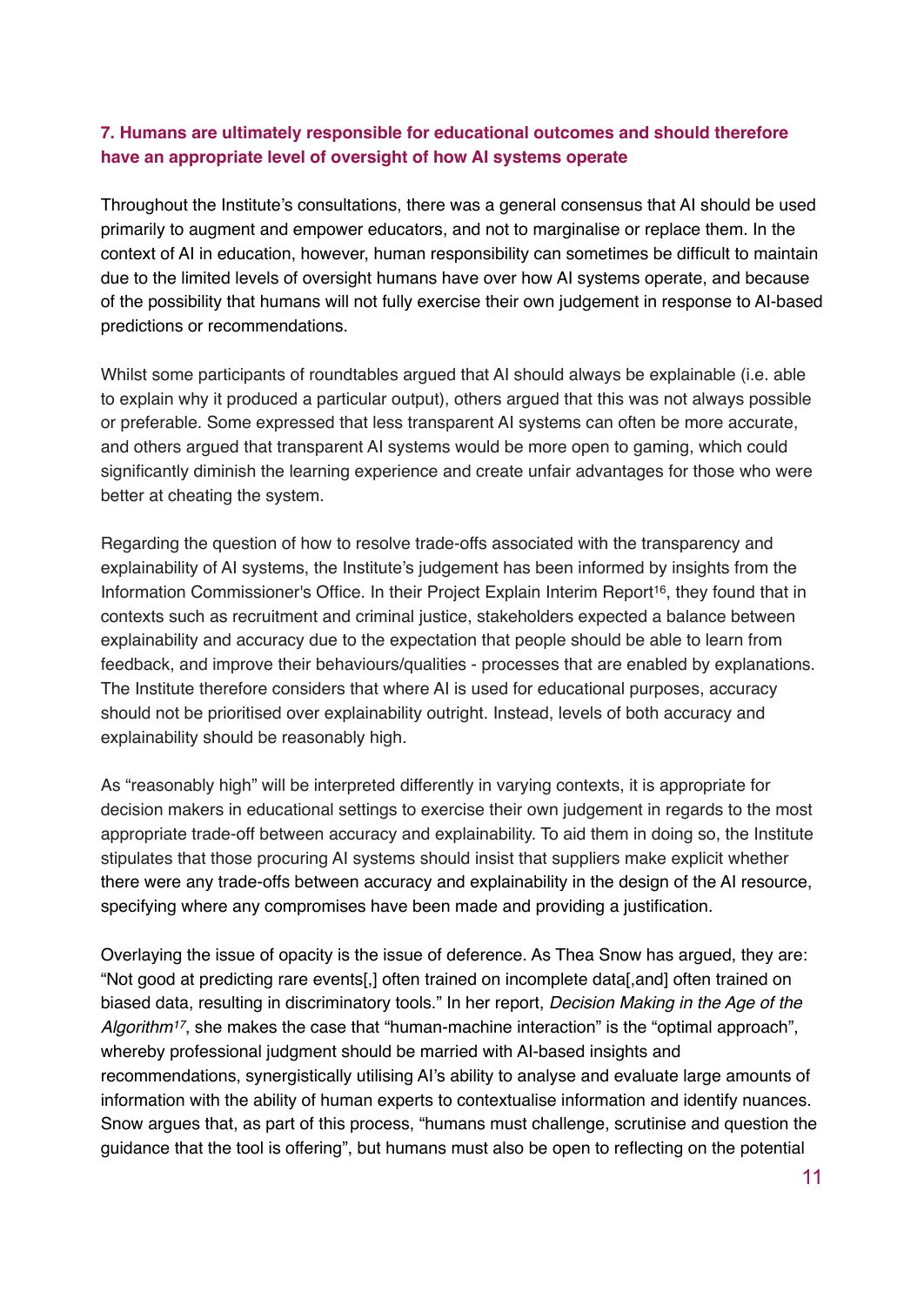### 7. Humans are ultimately responsible for educational outcomes and should therefore have an appropriate level of oversight of how AI systems operate

Throughout the Institute's consultations, there was a general consensus that AI should be used primarily to augment and empower educators, and not to marginalise or replace them. In the context of AI in education, however, human responsibility can sometimes be difficult to maintain due to the limited levels of oversight humans have over how AI systems operate, and because of the possibility that humans will not fully exercise their own judgement in response to AI-based predictions or recommendations.

Whilst some participants of roundtables argued that AI should always be explainable (i.e. able to explain why it produced a particular output), others argued that this was not always possible or preferable. Some expressed that less transparent AI systems can often be more accurate, and others argued that transparent AI systems would be more open to gaming, which could significantly diminish the learning experience and create unfair advantages for those who were better at cheating the system.

Regarding the question of how to resolve trade-offs associated with the transparency and explainability of AI systems, the Institute's judgement has been informed by insights from the Information Commissioner's Office. In their Project Explain Interim Report[16], they found that in contexts such as recruitment and criminal justice, stakeholders expected a balance between explainability and accuracy due to the expectation that people should be able to learn from feedback, and improve their behaviours/qualities - processes that are enabled by explanations. The Institute therefore considers that where AI is used for educational purposes, accuracy should not be prioritised over explainability outright. Instead, levels of both accuracy and explainability should be reasonably high.

As "reasonably high" will be interpreted differently in varying contexts, it is appropriate for decision makers in educational settings to exercise their own judgement in regards to the most appropriate trade-off between accuracy and explainability. To aid them in doing so, the Institute stipulates that those procuring AI systems should insist that suppliers make explicit whether there were any trade-offs between accuracy and explainability in the design of the AI resource, specifying where any compromises have been made and providing a justification.

Overlaying the issue of opacity is the issue of deference. As Thea Snow has argued, they are: "Not good at predicting rare events[,] often trained on incomplete data[,and] often trained on biased data, resulting in discriminatory tools." In her report, *Decision Making in the Age of the Algorithm*[17], she makes the case that "human-machine interaction" is the "optimal approach", whereby professional judgment should be married with AI-based insights and recommendations, synergistically utilising AI's ability to analyse and evaluate large amounts of information with the ability of human experts to contextualise information and identify nuances. Snow argues that, as part of this process, "humans must challenge, scrutinise and question the guidance that the tool is offering", but humans must also be open to reflecting on the potential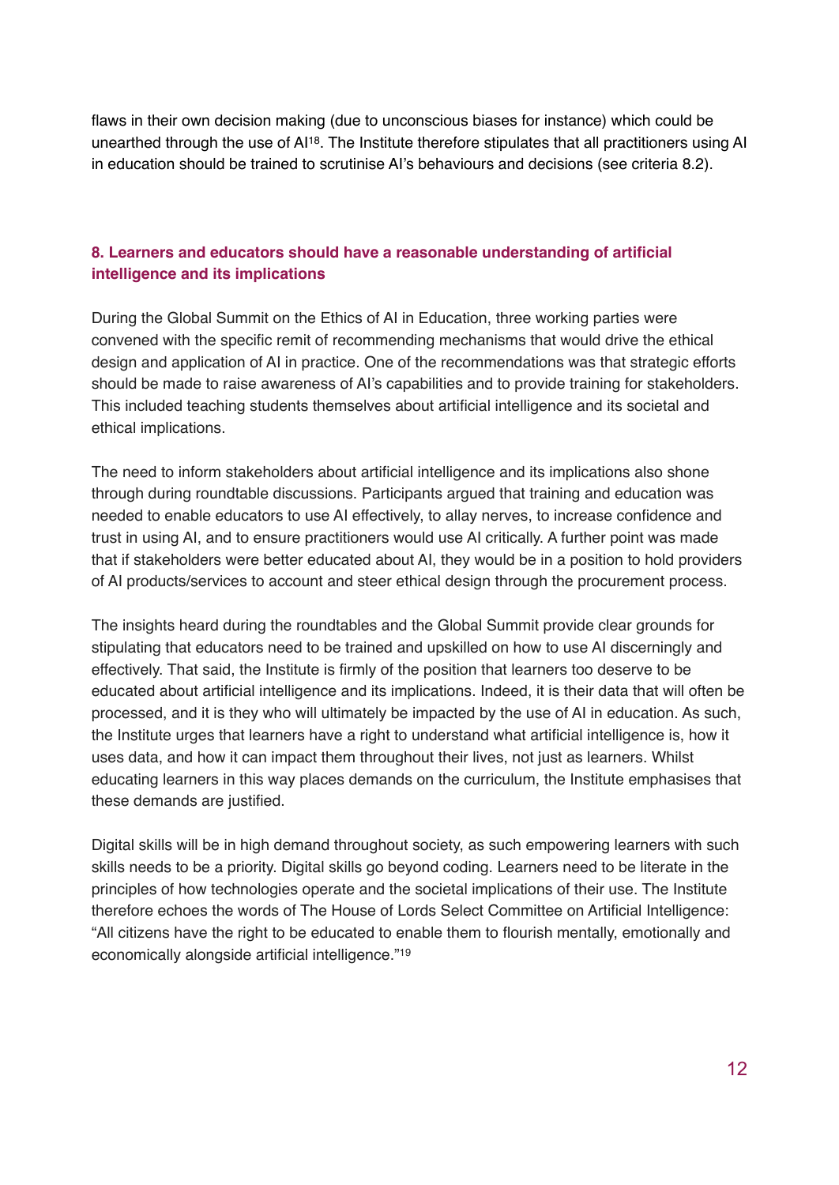flaws in their own decision making (due to unconscious biases for instance) which could be unearthed through the use of AI[18]. The Institute therefore stipulates that all practitioners using AI in education should be trained to scrutinise AI's behaviours and decisions (see criteria 8.2).

## 8. Learners and educators should have a reasonable understanding of artificial intelligence and its implications

During the Global Summit on the Ethics of AI in Education, three working parties were convened with the specific remit of recommending mechanisms that would drive the ethical design and application of AI in practice. One of the recommendations was that strategic efforts should be made to raise awareness of AI's capabilities and to provide training for stakeholders. This included teaching students themselves about artificial intelligence and its societal and ethical implications.

The need to inform stakeholders about artificial intelligence and its implications also shone through during roundtable discussions. Participants argued that training and education was needed to enable educators to use AI effectively, to allay nerves, to increase confidence and trust in using AI, and to ensure practitioners would use AI critically. A further point was made that if stakeholders were better educated about AI, they would be in a position to hold providers of AI products/services to account and steer ethical design through the procurement process.

The insights heard during the roundtables and the Global Summit provide clear grounds for stipulating that educators need to be trained and upskilled on how to use AI discerningly and effectively. That said, the Institute is firmly of the position that learners too deserve to be educated about artificial intelligence and its implications. Indeed, it is their data that will often be processed, and it is they who will ultimately be impacted by the use of AI in education. As such, the Institute urges that learners have a right to understand what artificial intelligence is, how it uses data, and how it can impact them throughout their lives, not just as learners. Whilst educating learners in this way places demands on the curriculum, the Institute emphasises that these demands are justified.

Digital skills will be in high demand throughout society, as such empowering learners with such skills needs to be a priority. Digital skills go beyond coding. Learners need to be literate in the principles of how technologies operate and the societal implications of their use. The Institute therefore echoes the words of The House of Lords Select Committee on Artificial Intelligence: "All citizens have the right to be educated to enable them to flourish mentally, emotionally and economically alongside artificial intelligence."[19]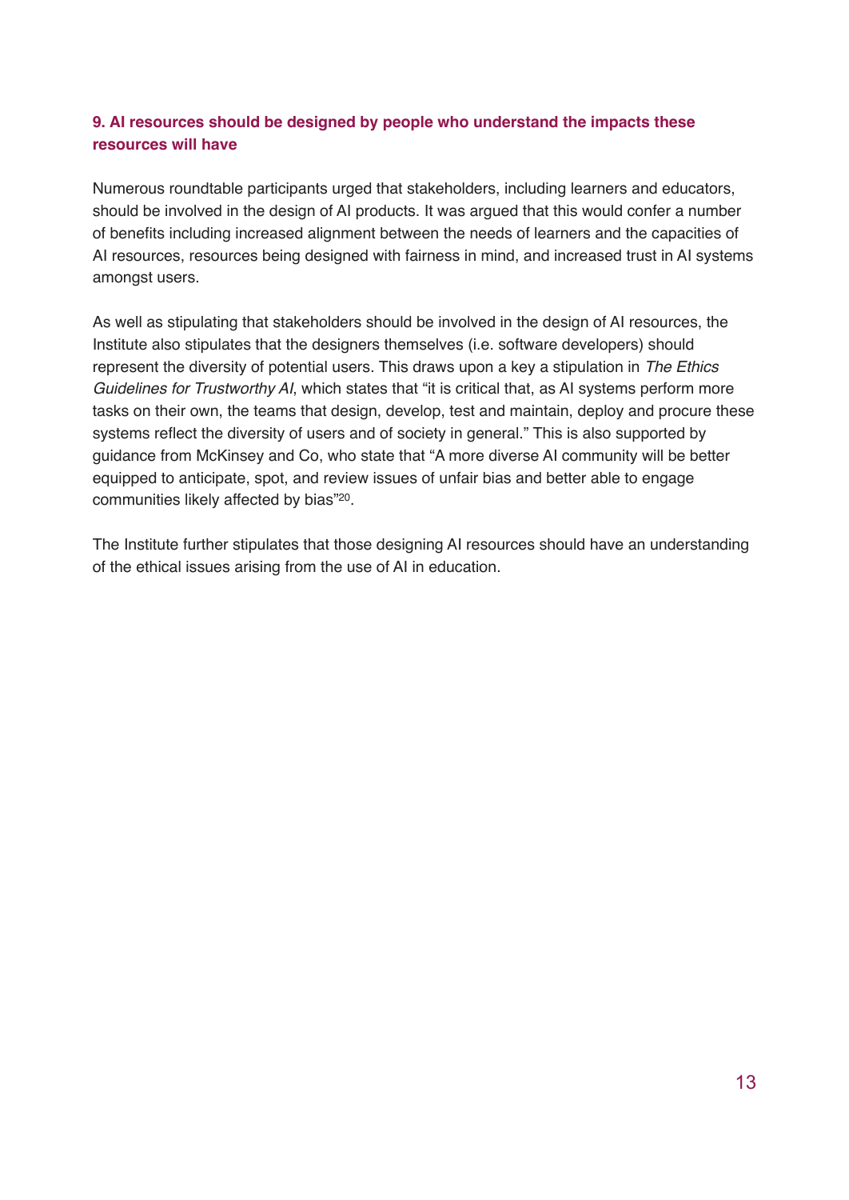### 9. AI resources should be designed by people who understand the impacts these resources will have

Numerous roundtable participants urged that stakeholders, including learners and educators, should be involved in the design of AI products. It was argued that this would confer a number of benefits including increased alignment between the needs of learners and the capacities of AI resources, resources being designed with fairness in mind, and increased trust in AI systems amongst users.

As well as stipulating that stakeholders should be involved in the design of AI resources, the Institute also stipulates that the designers themselves (i.e. software developers) should represent the diversity of potential users. This draws upon a key a stipulation in *The Ethics Guidelines for Trustworthy AI*, which states that "it is critical that, as AI systems perform more tasks on their own, the teams that design, develop, test and maintain, deploy and procure these systems reflect the diversity of users and of society in general." This is also supported by guidance from McKinsey and Co, who state that "A more diverse AI community will be better equipped to anticipate, spot, and review issues of unfair bias and better able to engage communities likely affected by bias"[20].

The Institute further stipulates that those designing AI resources should have an understanding of the ethical issues arising from the use of AI in education.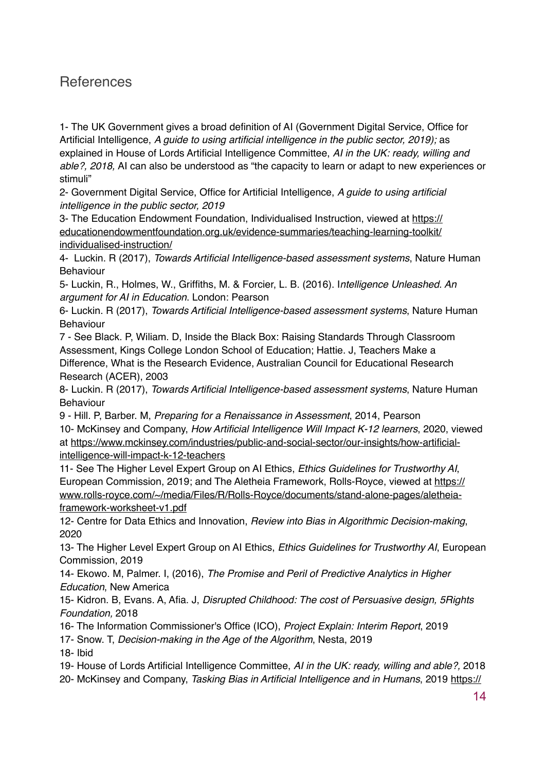## References

1- The UK Government gives a broad definition of AI (Government Digital Service, Office for Artificial Intelligence, *A guide to using artificial intelligence in the public sector, 2019);* as explained in House of Lords Artificial Intelligence Committee, *AI in the UK: ready, willing and able?, 2018,* AI can also be understood as "the capacity to learn or adapt to new experiences or stimuli"

2- Government Digital Service, Office for Artificial Intelligence, *A guide to using artificial intelligence in the public sector, 2019*

3- The Education Endowment Foundation, Individualised Instruction, viewed at https://educationendowmentfoundation.org.uk/evidence-summaries/teaching-learning-toolkit/individualised-instruction/

4- Luckin. R (2017), *Towards Artificial Intelligence-based assessment systems*, Nature Human Behaviour

5- Luckin, R., Holmes, W., Griffiths, M. & Forcier, L. B. (2016). I*ntelligence Unleashed. An argument for AI in Education*. London: Pearson

6- Luckin. R (2017), *Towards Artificial Intelligence-based assessment systems*, Nature Human Behaviour

7 - See Black. P, Wiliam. D, Inside the Black Box: Raising Standards Through Classroom Assessment, Kings College London School of Education; Hattie. J, Teachers Make a Difference, What is the Research Evidence, Australian Council for Educational Research Research (ACER), 2003

8- Luckin. R (2017), *Towards Artificial Intelligence-based assessment systems*, Nature Human Behaviour

9 - Hill. P, Barber. M, *Preparing for a Renaissance in Assessment*, 2014, Pearson

10- McKinsey and Company, *How Artificial Intelligence Will Impact K-12 learners*, 2020, viewed at https://www.mckinsey.com/industries/public-and-social-sector/our-insights/how-artificial-intelligence-will-impact-k-12-teachers

11- See The Higher Level Expert Group on AI Ethics, *Ethics Guidelines for Trustworthy AI*, European Commission, 2019; and The Aletheia Framework, Rolls-Royce, viewed at https://www.rolls-royce.com/~/media/Files/R/Rolls-Royce/documents/stand-alone-pages/aletheia-framework-worksheet-v1.pdf

12- Centre for Data Ethics and Innovation, *Review into Bias in Algorithmic Decision-making*, 2020

13- The Higher Level Expert Group on AI Ethics, *Ethics Guidelines for Trustworthy AI*, European Commission, 2019

14- Ekowo. M, Palmer. I, (2016), *The Promise and Peril of Predictive Analytics in Higher Education*, New America

15- Kidron. B, Evans. A, Afia. J, *Disrupted Childhood: The cost of Persuasive design, 5Rights Foundation,* 2018

16- The Information Commissioner's Office (ICO), *Project Explain: Interim Report*, 2019

17- Snow. T, *Decision-making in the Age of the Algorithm*, Nesta, 2019

18- Ibid

19- House of Lords Artificial Intelligence Committee, *AI in the UK: ready, willing and able?,* 2018

20- McKinsey and Company, *Tasking Bias in Artificial Intelligence and in Humans*, 2019 https://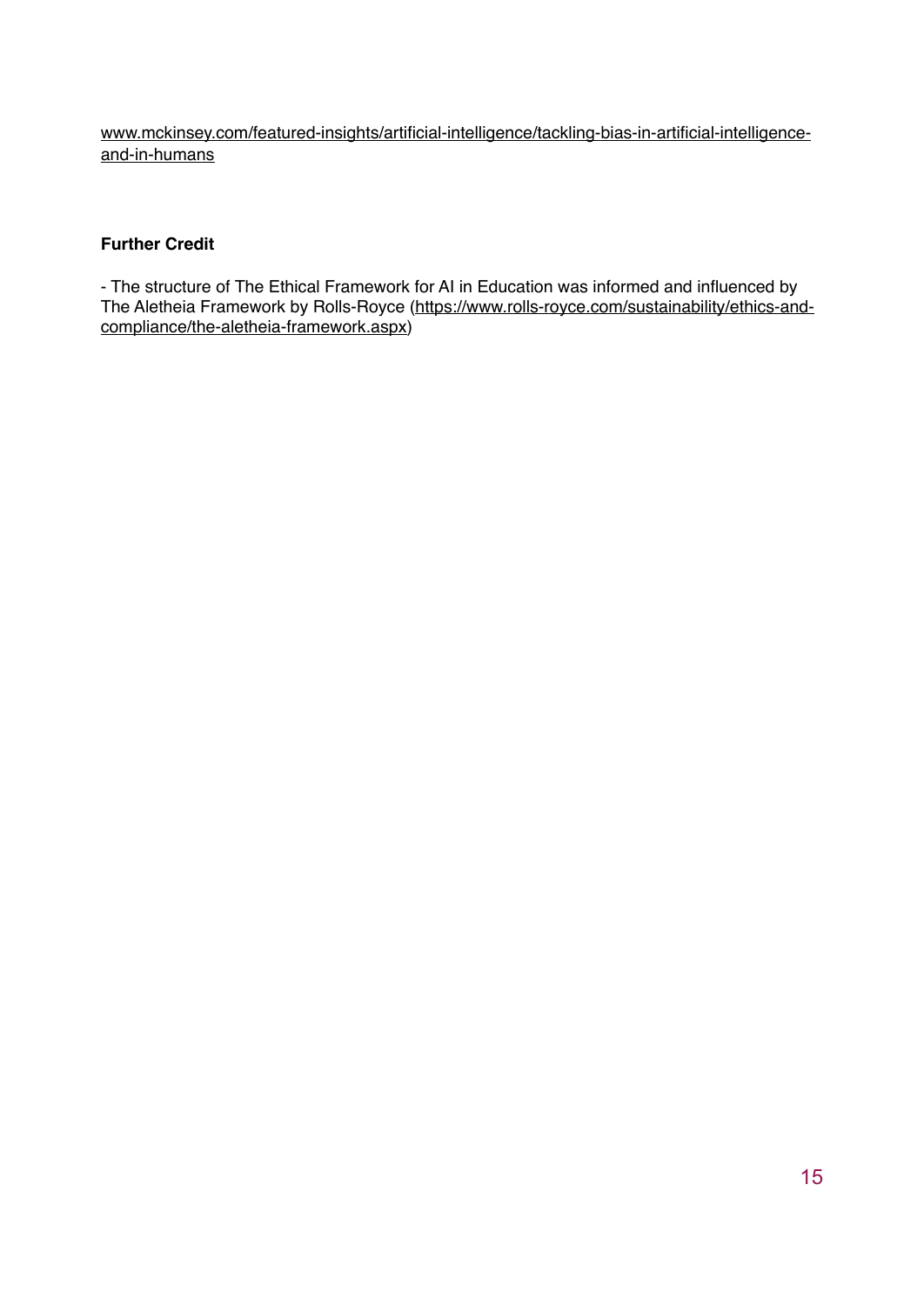www.mckinsey.com/featured-insights/artificial-intelligence/tackling-bias-in-artificial-intelligence-and-in-humans

**Further Credit**

- The structure of The Ethical Framework for AI in Education was informed and influenced by The Aletheia Framework by Rolls-Royce (https://www.rolls-royce.com/sustainability/ethics-and-compliance/the-aletheia-framework.aspx)